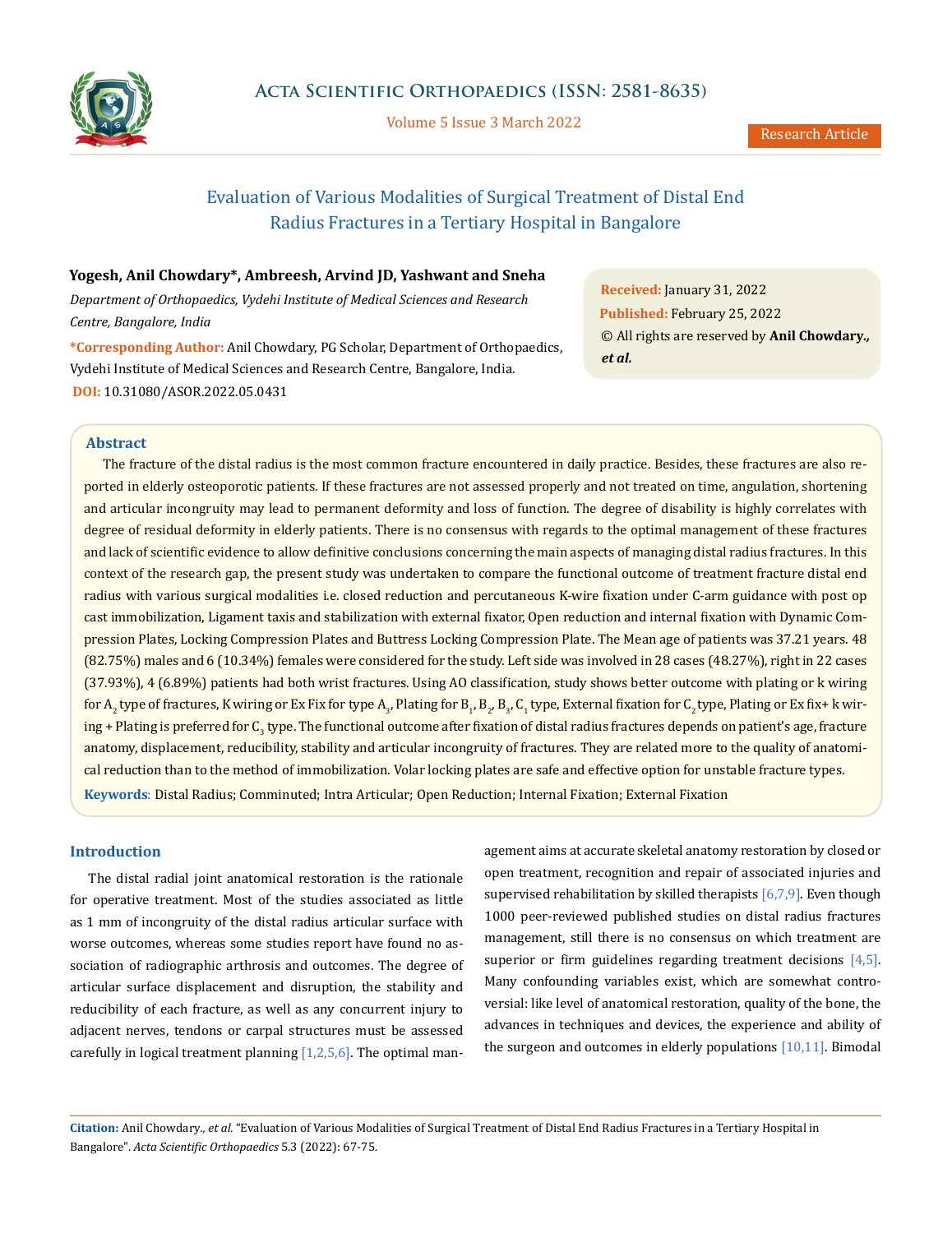# Evaluation of Various Modalities of Surgical Treatment of Distal End Radius Fractures in a Tertiary Hospital in Bangalore

**Yogesh, Anil Chowdary*, Ambreesh, Arvind JD, Yashwant and Sneha**

*Department of Orthopaedics, Vydehi Institute of Medical Sciences and Research Centre, Bangalore, India*

***Corresponding Author:** Anil Chowdary, PG Scholar, Department of Orthopaedics, Vydehi Institute of Medical Sciences and Research Centre, Bangalore, India.

**DOI:** 10.31080/ASOR.2022.05.0431

**Received:** January 31, 2022
**Published:** February 25, 2022
© All rights are reserved by **Anil Chowdary., *et al.***

## Abstract

The fracture of the distal radius is the most common fracture encountered in daily practice. Besides, these fractures are also reported in elderly osteoporotic patients. If these fractures are not assessed properly and not treated on time, angulation, shortening and articular incongruity may lead to permanent deformity and loss of function. The degree of disability is highly correlates with degree of residual deformity in elderly patients. There is no consensus with regards to the optimal management of these fractures and lack of scientific evidence to allow definitive conclusions concerning the main aspects of managing distal radius fractures. In this context of the research gap, the present study was undertaken to compare the functional outcome of treatment fracture distal end radius with various surgical modalities i.e. closed reduction and percutaneous K-wire fixation under C-arm guidance with post op cast immobilization, Ligament taxis and stabilization with external fixator, Open reduction and internal fixation with Dynamic Compression Plates, Locking Compression Plates and Buttress Locking Compression Plate. The Mean age of patients was 37.21 years. 48 (82.75%) males and 6 (10.34%) females were considered for the study. Left side was involved in 28 cases (48.27%), right in 22 cases (37.93%), 4 (6.89%) patients had both wrist fractures. Using AO classification, study shows better outcome with plating or k wiring for $A_2$ type of fractures, K wiring or Ex Fix for type $A_3$, Plating for $B_1$, $B_2$, $B_3$, $C_1$ type, External fixation for $C_2$ type, Plating or Ex fix+ k wiring + Plating is preferred for $C_3$ type. The functional outcome after fixation of distal radius fractures depends on patient's age, fracture anatomy, displacement, reducibility, stability and articular incongruity of fractures. They are related more to the quality of anatomical reduction than to the method of immobilization. Volar locking plates are safe and effective option for unstable fracture types.

**Keywords**: Distal Radius; Comminuted; Intra Articular; Open Reduction; Internal Fixation; External Fixation

## Introduction

The distal radial joint anatomical restoration is the rationale for operative treatment. Most of the studies associated as little as 1 mm of incongruity of the distal radius articular surface with worse outcomes, whereas some studies report have found no association of radiographic arthrosis and outcomes. The degree of articular surface displacement and disruption, the stability and reducibility of each fracture, as well as any concurrent injury to adjacent nerves, tendons or carpal structures must be assessed carefully in logical treatment planning [1,2,5,6]. The optimal management aims at accurate skeletal anatomy restoration by closed or open treatment, recognition and repair of associated injuries and supervised rehabilitation by skilled therapists [6,7,9]. Even though 1000 peer-reviewed published studies on distal radius fractures management, still there is no consensus on which treatment are superior or firm guidelines regarding treatment decisions [4,5]. Many confounding variables exist, which are somewhat controversial: like level of anatomical restoration, quality of the bone, the advances in techniques and devices, the experience and ability of the surgeon and outcomes in elderly populations [10,11]. Bimodal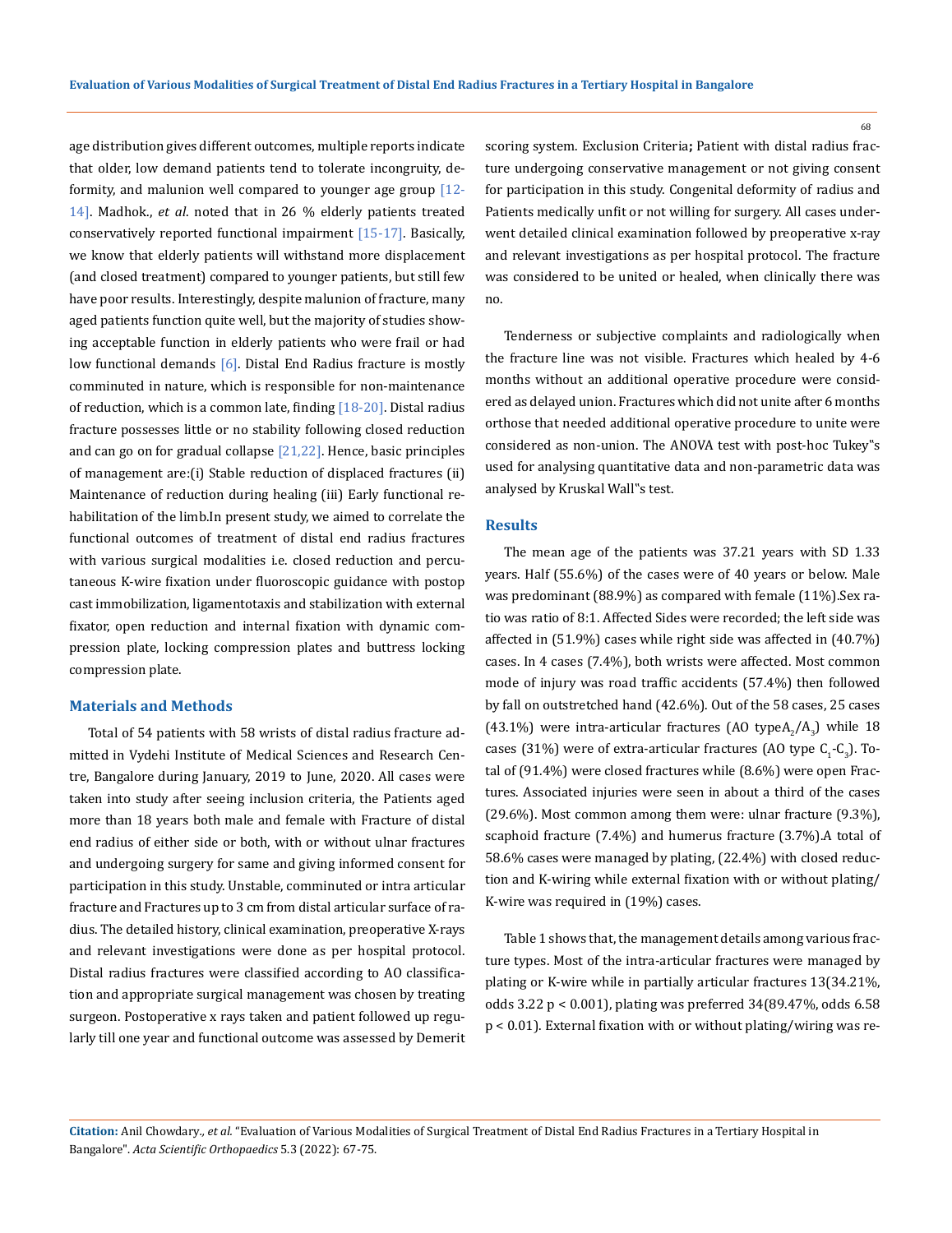age distribution gives different outcomes, multiple reports indicate that older, low demand patients tend to tolerate incongruity, deformity, and malunion well compared to younger age group [12-14]. Madhok., *et al*. noted that in 26 % elderly patients treated conservatively reported functional impairment [15-17]. Basically, we know that elderly patients will withstand more displacement (and closed treatment) compared to younger patients, but still few have poor results. Interestingly, despite malunion of fracture, many aged patients function quite well, but the majority of studies showing acceptable function in elderly patients who were frail or had low functional demands [6]. Distal End Radius fracture is mostly comminuted in nature, which is responsible for non-maintenance of reduction, which is a common late, finding [18-20]. Distal radius fracture possesses little or no stability following closed reduction and can go on for gradual collapse [21,22]. Hence, basic principles of management are:(i) Stable reduction of displaced fractures (ii) Maintenance of reduction during healing (iii) Early functional rehabilitation of the limb.In present study, we aimed to correlate the functional outcomes of treatment of distal end radius fractures with various surgical modalities i.e. closed reduction and percutaneous K-wire fixation under fluoroscopic guidance with postop cast immobilization, ligamentotaxis and stabilization with external fixator, open reduction and internal fixation with dynamic compression plate, locking compression plates and buttress locking compression plate.

## Materials and Methods

Total of 54 patients with 58 wrists of distal radius fracture admitted in Vydehi Institute of Medical Sciences and Research Centre, Bangalore during January, 2019 to June, 2020. All cases were taken into study after seeing inclusion criteria, the Patients aged more than 18 years both male and female with Fracture of distal end radius of either side or both, with or without ulnar fractures and undergoing surgery for same and giving informed consent for participation in this study. Unstable, comminuted or intra articular fracture and Fractures up to 3 cm from distal articular surface of radius. The detailed history, clinical examination, preoperative X-rays and relevant investigations were done as per hospital protocol. Distal radius fractures were classified according to AO classification and appropriate surgical management was chosen by treating surgeon. Postoperative x rays taken and patient followed up regularly till one year and functional outcome was assessed by Demerit scoring system. Exclusion Criteria**;** Patient with distal radius fracture undergoing conservative management or not giving consent for participation in this study. Congenital deformity of radius and Patients medically unfit or not willing for surgery. All cases underwent detailed clinical examination followed by preoperative x-ray and relevant investigations as per hospital protocol. The fracture was considered to be united or healed, when clinically there was no.

Tenderness or subjective complaints and radiologically when the fracture line was not visible. Fractures which healed by 4-6 months without an additional operative procedure were considered as delayed union. Fractures which did not unite after 6 months orthose that needed additional operative procedure to unite were considered as non-union. The ANOVA test with post-hoc Tukey"s used for analysing quantitative data and non-parametric data was analysed by Kruskal Wall"s test.

## Results

The mean age of the patients was 37.21 years with SD 1.33 years. Half (55.6%) of the cases were of 40 years or below. Male was predominant (88.9%) as compared with female (11%).Sex ratio was ratio of 8:1. Affected Sides were recorded; the left side was affected in (51.9%) cases while right side was affected in (40.7%) cases. In 4 cases (7.4%), both wrists were affected. Most common mode of injury was road traffic accidents (57.4%) then followed by fall on outstretched hand (42.6%). Out of the 58 cases, 25 cases (43.1%) were intra-articular fractures (AO type$A_2$/$A_3$) while 18 cases (31%) were of extra-articular fractures (AO type $C_1$-$C_3$). Total of (91.4%) were closed fractures while (8.6%) were open Fractures. Associated injuries were seen in about a third of the cases (29.6%). Most common among them were: ulnar fracture (9.3%), scaphoid fracture (7.4%) and humerus fracture (3.7%).A total of 58.6% cases were managed by plating, (22.4%) with closed reduction and K-wiring while external fixation with or without plating/K-wire was required in (19%) cases.

Table 1 shows that, the management details among various fracture types. Most of the intra-articular fractures were managed by plating or K-wire while in partially articular fractures 13(34.21%, odds 3.22 $p < 0.001$), plating was preferred 34(89.47%, odds 6.58 $p < 0.01$). External fixation with or without plating/wiring was re-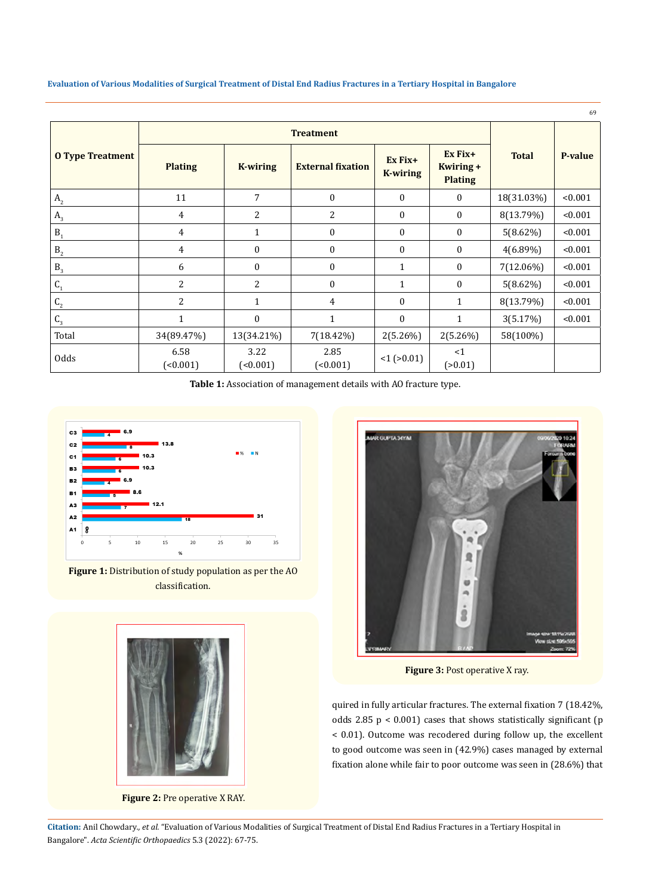| O Type Treatment | Treatment | | | | | Total | P-value |
|---|---|---|---|---|---|---|---|
| | Plating | K-wiring | External fixation | Ex Fix+ K-wiring | Ex Fix+ Kwiring + Plating | | |
| $A_2$ | 11 | 7 | 0 | 0 | 0 | 18(31.03%) | <0.001 |
| $A_3$ | 4 | 2 | 2 | 0 | 0 | 8(13.79%) | <0.001 |
| $B_1$ | 4 | 1 | 0 | 0 | 0 | 5(8.62%) | <0.001 |
| $B_2$ | 4 | 0 | 0 | 0 | 0 | 4(6.89%) | <0.001 |
| $B_3$ | 6 | 0 | 0 | 1 | 0 | 7(12.06%) | <0.001 |
| $C_1$ | 2 | 2 | 0 | 1 | 0 | 5(8.62%) | <0.001 |
| $C_2$ | 2 | 1 | 4 | 0 | 1 | 8(13.79%) | <0.001 |
| $C_3$ | 1 | 0 | 1 | 0 | 1 | 3(5.17%) | <0.001 |
| Total | 34(89.47%) | 13(34.21%) | 7(18.42%) | 2(5.26%) | 2(5.26%) | 58(100%) | |
| Odds | 6.58 (<0.001) | 3.22 (<0.001) | 2.85 (<0.001) | <1 (>0.01) | <1 (>0.01) | | |

**Table 1:** Association of management details with AO fracture type.

**Figure 1:** Distribution of study population as per the AO classification.

**Figure 2:** Pre operative X RAY.

**Figure 3:** Post operative X ray.

quired in fully articular fractures. The external fixation 7 (18.42%, odds 2.85 p < 0.001) cases that shows statistically significant (p < 0.01). Outcome was recodered during follow up, the excellent to good outcome was seen in (42.9%) cases managed by external fixation alone while fair to poor outcome was seen in (28.6%) that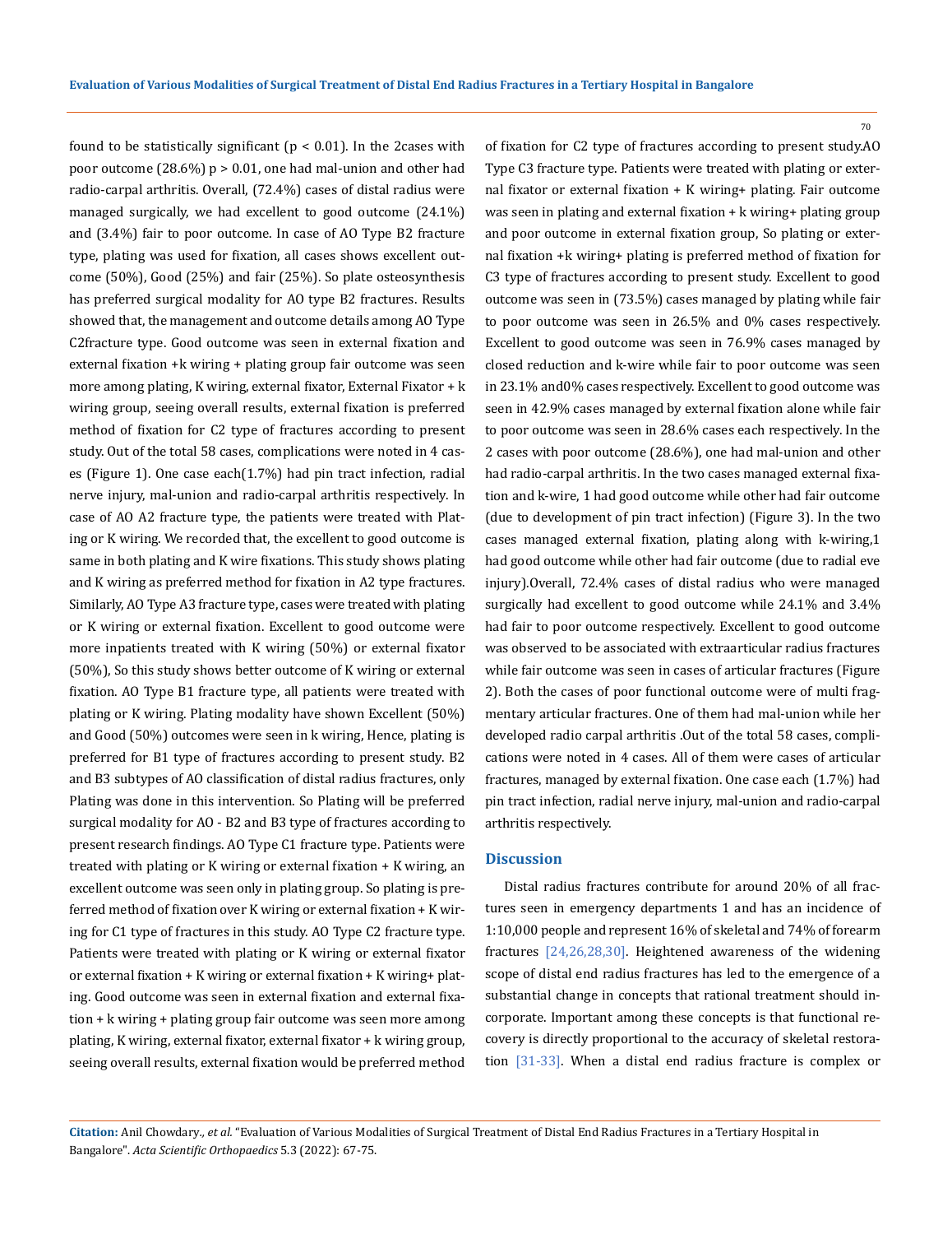found to be statistically significant ($p < 0.01$). In the 2cases with poor outcome (28.6%) $p > 0.01$, one had mal-union and other had radio-carpal arthritis. Overall, (72.4%) cases of distal radius were managed surgically, we had excellent to good outcome (24.1%) and (3.4%) fair to poor outcome. In case of AO Type B2 fracture type, plating was used for fixation, all cases shows excellent outcome (50%), Good (25%) and fair (25%). So plate osteosynthesis has preferred surgical modality for AO type B2 fractures. Results showed that, the management and outcome details among AO Type C2fracture type. Good outcome was seen in external fixation and external fixation +k wiring + plating group fair outcome was seen more among plating, K wiring, external fixator, External Fixator + k wiring group, seeing overall results, external fixation is preferred method of fixation for C2 type of fractures according to present study. Out of the total 58 cases, complications were noted in 4 cases (Figure 1). One case each(1.7%) had pin tract infection, radial nerve injury, mal-union and radio-carpal arthritis respectively. In case of AO A2 fracture type, the patients were treated with Plating or K wiring. We recorded that, the excellent to good outcome is same in both plating and K wire fixations. This study shows plating and K wiring as preferred method for fixation in A2 type fractures. Similarly, AO Type A3 fracture type, cases were treated with plating or K wiring or external fixation. Excellent to good outcome were more inpatients treated with K wiring (50%) or external fixator (50%), So this study shows better outcome of K wiring or external fixation. AO Type B1 fracture type, all patients were treated with plating or K wiring. Plating modality have shown Excellent (50%) and Good (50%) outcomes were seen in k wiring, Hence, plating is preferred for B1 type of fractures according to present study. B2 and B3 subtypes of AO classification of distal radius fractures, only Plating was done in this intervention. So Plating will be preferred surgical modality for AO - B2 and B3 type of fractures according to present research findings. AO Type C1 fracture type. Patients were treated with plating or K wiring or external fixation + K wiring, an excellent outcome was seen only in plating group. So plating is preferred method of fixation over K wiring or external fixation + K wiring for C1 type of fractures in this study. AO Type C2 fracture type. Patients were treated with plating or K wiring or external fixator or external fixation + K wiring or external fixation + K wiring+ plating. Good outcome was seen in external fixation and external fixation + k wiring + plating group fair outcome was seen more among plating, K wiring, external fixator, external fixator + k wiring group, seeing overall results, external fixation would be preferred method of fixation for C2 type of fractures according to present study.AO Type C3 fracture type. Patients were treated with plating or external fixator or external fixation + K wiring+ plating. Fair outcome was seen in plating and external fixation + k wiring+ plating group and poor outcome in external fixation group, So plating or external fixation +k wiring+ plating is preferred method of fixation for C3 type of fractures according to present study. Excellent to good outcome was seen in (73.5%) cases managed by plating while fair to poor outcome was seen in 26.5% and 0% cases respectively. Excellent to good outcome was seen in 76.9% cases managed by closed reduction and k-wire while fair to poor outcome was seen in 23.1% and0% cases respectively. Excellent to good outcome was seen in 42.9% cases managed by external fixation alone while fair to poor outcome was seen in 28.6% cases each respectively. In the 2 cases with poor outcome (28.6%), one had mal-union and other had radio-carpal arthritis. In the two cases managed external fixation and k-wire, 1 had good outcome while other had fair outcome (due to development of pin tract infection) (Figure 3). In the two cases managed external fixation, plating along with k-wiring,1 had good outcome while other had fair outcome (due to radial eve injury).Overall, 72.4% cases of distal radius who were managed surgically had excellent to good outcome while 24.1% and 3.4% had fair to poor outcome respectively. Excellent to good outcome was observed to be associated with extraarticular radius fractures while fair outcome was seen in cases of articular fractures (Figure 2). Both the cases of poor functional outcome were of multi fragmentary articular fractures. One of them had mal-union while her developed radio carpal arthritis .Out of the total 58 cases, complications were noted in 4 cases. All of them were cases of articular fractures, managed by external fixation. One case each (1.7%) had pin tract infection, radial nerve injury, mal-union and radio-carpal arthritis respectively.

## Discussion

Distal radius fractures contribute for around 20% of all fractures seen in emergency departments 1 and has an incidence of 1:10,000 people and represent 16% of skeletal and 74% of forearm fractures [24,26,28,30]. Heightened awareness of the widening scope of distal end radius fractures has led to the emergence of a substantial change in concepts that rational treatment should incorporate. Important among these concepts is that functional recovery is directly proportional to the accuracy of skeletal restoration [31-33]. When a distal end radius fracture is complex or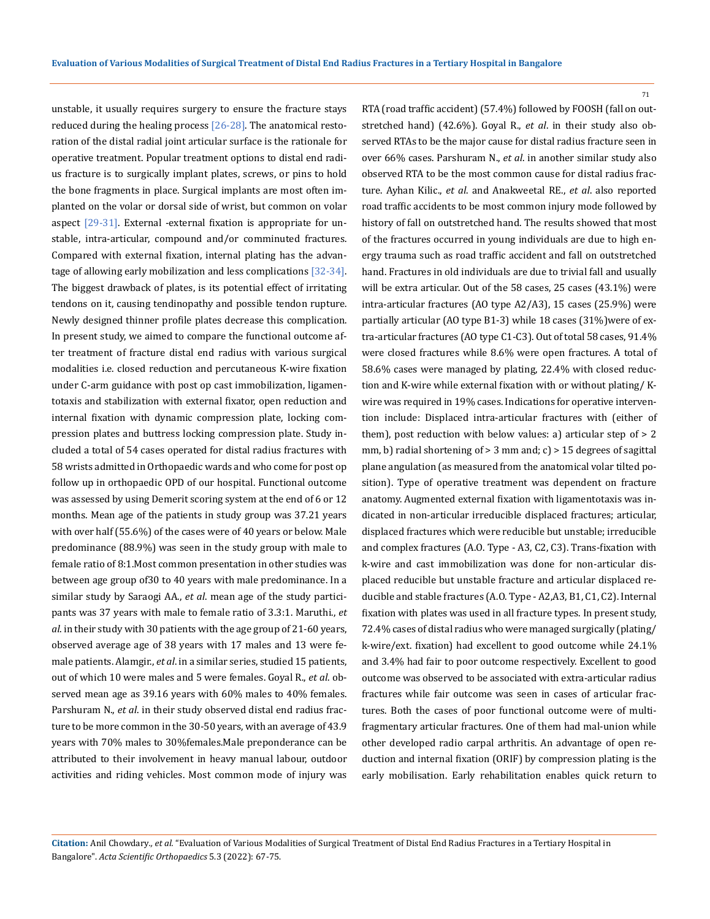unstable, it usually requires surgery to ensure the fracture stays reduced during the healing process [26-28]. The anatomical restoration of the distal radial joint articular surface is the rationale for operative treatment. Popular treatment options to distal end radius fracture is to surgically implant plates, screws, or pins to hold the bone fragments in place. Surgical implants are most often implanted on the volar or dorsal side of wrist, but common on volar aspect [29-31]. External -external fixation is appropriate for unstable, intra-articular, compound and/or comminuted fractures. Compared with external fixation, internal plating has the advantage of allowing early mobilization and less complications [32-34]. The biggest drawback of plates, is its potential effect of irritating tendons on it, causing tendinopathy and possible tendon rupture. Newly designed thinner profile plates decrease this complication. In present study, we aimed to compare the functional outcome after treatment of fracture distal end radius with various surgical modalities i.e. closed reduction and percutaneous K-wire fixation under C-arm guidance with post op cast immobilization, ligamentotaxis and stabilization with external fixator, open reduction and internal fixation with dynamic compression plate, locking compression plates and buttress locking compression plate. Study included a total of 54 cases operated for distal radius fractures with 58 wrists admitted in Orthopaedic wards and who come for post op follow up in orthopaedic OPD of our hospital. Functional outcome was assessed by using Demerit scoring system at the end of 6 or 12 months. Mean age of the patients in study group was 37.21 years with over half (55.6%) of the cases were of 40 years or below. Male predominance (88.9%) was seen in the study group with male to female ratio of 8:1.Most common presentation in other studies was between age group of30 to 40 years with male predominance. In a similar study by Saraogi AA., *et al*. mean age of the study participants was 37 years with male to female ratio of 3.3:1. Maruthi., *et al*. in their study with 30 patients with the age group of 21-60 years, observed average age of 38 years with 17 males and 13 were female patients. Alamgir., *et al*. in a similar series, studied 15 patients, out of which 10 were males and 5 were females. Goyal R., *et al*. observed mean age as 39.16 years with 60% males to 40% females. Parshuram N., *et al*. in their study observed distal end radius fracture to be more common in the 30-50 years, with an average of 43.9 years with 70% males to 30%females.Male preponderance can be attributed to their involvement in heavy manual labour, outdoor activities and riding vehicles. Most common mode of injury was RTA (road traffic accident) (57.4%) followed by FOOSH (fall on outstretched hand) (42.6%). Goyal R., *et al*. in their study also observed RTAs to be the major cause for distal radius fracture seen in over 66% cases. Parshuram N., *et al*. in another similar study also observed RTA to be the most common cause for distal radius fracture. Ayhan Kilic., *et al*. and Anakweetal RE., *et al*. also reported road traffic accidents to be most common injury mode followed by history of fall on outstretched hand. The results showed that most of the fractures occurred in young individuals are due to high energy trauma such as road traffic accident and fall on outstretched hand. Fractures in old individuals are due to trivial fall and usually will be extra articular. Out of the 58 cases, 25 cases (43.1%) were intra-articular fractures (AO type A2/A3), 15 cases (25.9%) were partially articular (AO type B1-3) while 18 cases (31%)were of extra-articular fractures (AO type C1-C3). Out of total 58 cases, 91.4% were closed fractures while 8.6% were open fractures. A total of 58.6% cases were managed by plating, 22.4% with closed reduction and K-wire while external fixation with or without plating/ K-wire was required in 19% cases. Indications for operative intervention include: Displaced intra-articular fractures with (either of them), post reduction with below values: a) articular step of > 2 mm, b) radial shortening of > 3 mm and; c) > 15 degrees of sagittal plane angulation (as measured from the anatomical volar tilted position). Type of operative treatment was dependent on fracture anatomy. Augmented external fixation with ligamentotaxis was indicated in non-articular irreducible displaced fractures; articular, displaced fractures which were reducible but unstable; irreducible and complex fractures (A.O. Type - A3, C2, C3). Trans-fixation with k-wire and cast immobilization was done for non-articular displaced reducible but unstable fracture and articular displaced reducible and stable fractures (A.O. Type - A2,A3, B1, C1, C2). Internal fixation with plates was used in all fracture types. In present study, 72.4% cases of distal radius who were managed surgically (plating/ k-wire/ext. fixation) had excellent to good outcome while 24.1% and 3.4% had fair to poor outcome respectively. Excellent to good outcome was observed to be associated with extra-articular radius fractures while fair outcome was seen in cases of articular fractures. Both the cases of poor functional outcome were of multi-fragmentary articular fractures. One of them had mal-union while other developed radio carpal arthritis. An advantage of open reduction and internal fixation (ORIF) by compression plating is the early mobilisation. Early rehabilitation enables quick return to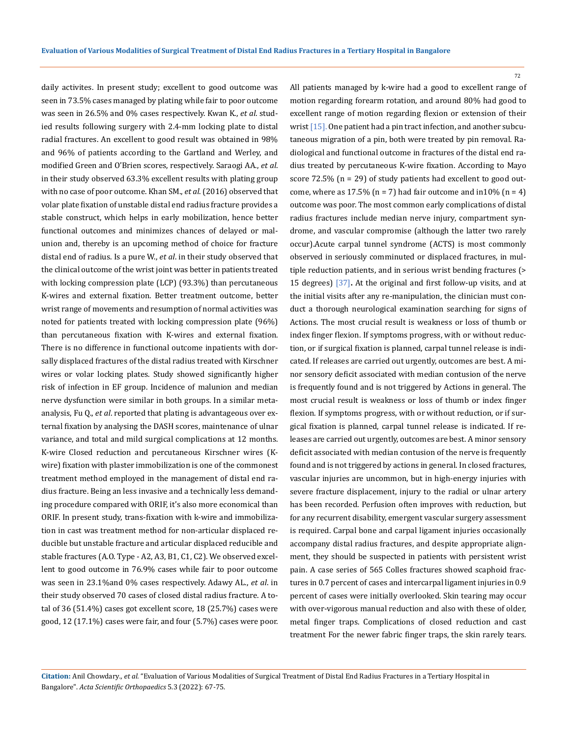daily activites. In present study; excellent to good outcome was seen in 73.5% cases managed by plating while fair to poor outcome was seen in 26.5% and 0% cases respectively. Kwan K., *et al*. studied results following surgery with 2.4-mm locking plate to distal radial fractures. An excellent to good result was obtained in 98% and 96% of patients according to the Gartland and Werley, and modified Green and O'Brien scores, respectively. Saraogi AA., *et al*. in their study observed 63.3% excellent results with plating group with no case of poor outcome. Khan SM., *et al*. (2016) observed that volar plate fixation of unstable distal end radius fracture provides a stable construct, which helps in early mobilization, hence better functional outcomes and minimizes chances of delayed or malunion and, thereby is an upcoming method of choice for fracture distal end of radius. Is a pure W., *et al*. in their study observed that the clinical outcome of the wrist joint was better in patients treated with locking compression plate (LCP) (93.3%) than percutaneous K-wires and external fixation. Better treatment outcome, better wrist range of movements and resumption of normal activities was noted for patients treated with locking compression plate (96%) than percutaneous fixation with K-wires and external fixation. There is no difference in functional outcome inpatients with dorsally displaced fractures of the distal radius treated with Kirschner wires or volar locking plates. Study showed significantly higher risk of infection in EF group. Incidence of malunion and median nerve dysfunction were similar in both groups. In a similar meta-analysis, Fu Q., *et al*. reported that plating is advantageous over external fixation by analysing the DASH scores, maintenance of ulnar variance, and total and mild surgical complications at 12 months. K-wire Closed reduction and percutaneous Kirschner wires (K-wire) fixation with plaster immobilization is one of the commonest treatment method employed in the management of distal end radius fracture. Being an less invasive and a technically less demanding procedure compared with ORIF, it's also more economical than ORIF. In present study, trans-fixation with k-wire and immobilization in cast was treatment method for non-articular displaced reducible but unstable fracture and articular displaced reducible and stable fractures (A.O. Type - A2, A3, B1, C1, C2). We observed excellent to good outcome in 76.9% cases while fair to poor outcome was seen in 23.1%and 0% cases respectively. Adawy AL., *et al*. in their study observed 70 cases of closed distal radius fracture. A total of 36 (51.4%) cases got excellent score, 18 (25.7%) cases were good, 12 (17.1%) cases were fair, and four (5.7%) cases were poor. All patients managed by k-wire had a good to excellent range of motion regarding forearm rotation, and around 80% had good to excellent range of motion regarding flexion or extension of their wrist [15]. One patient had a pin tract infection, and another subcutaneous migration of a pin, both were treated by pin removal. Radiological and functional outcome in fractures of the distal end radius treated by percutaneous K-wire fixation. According to Mayo score 72.5% (n = 29) of study patients had excellent to good outcome, where as 17.5% (n = 7) had fair outcome and in10% (n = 4) outcome was poor. The most common early complications of distal radius fractures include median nerve injury, compartment syndrome, and vascular compromise (although the latter two rarely occur).Acute carpal tunnel syndrome (ACTS) is most commonly observed in seriously comminuted or displaced fractures, in multiple reduction patients, and in serious wrist bending fractures (> 15 degrees) [37]**.** At the original and first follow-up visits, and at the initial visits after any re-manipulation, the clinician must conduct a thorough neurological examination searching for signs of Actions. The most crucial result is weakness or loss of thumb or index finger flexion. If symptoms progress, with or without reduction, or if surgical fixation is planned, carpal tunnel release is indicated. If releases are carried out urgently, outcomes are best. A minor sensory deficit associated with median contusion of the nerve is frequently found and is not triggered by Actions in general. The most crucial result is weakness or loss of thumb or index finger flexion. If symptoms progress, with or without reduction, or if surgical fixation is planned, carpal tunnel release is indicated. If releases are carried out urgently, outcomes are best. A minor sensory deficit associated with median contusion of the nerve is frequently found and is not triggered by actions in general. In closed fractures, vascular injuries are uncommon, but in high-energy injuries with severe fracture displacement, injury to the radial or ulnar artery has been recorded. Perfusion often improves with reduction, but for any recurrent disability, emergent vascular surgery assessment is required. Carpal bone and carpal ligament injuries occasionally accompany distal radius fractures, and despite appropriate alignment, they should be suspected in patients with persistent wrist pain. A case series of 565 Colles fractures showed scaphoid fractures in 0.7 percent of cases and intercarpal ligament injuries in 0.9 percent of cases were initially overlooked. Skin tearing may occur with over-vigorous manual reduction and also with these of older, metal finger traps. Complications of closed reduction and cast treatment For the newer fabric finger traps, the skin rarely tears.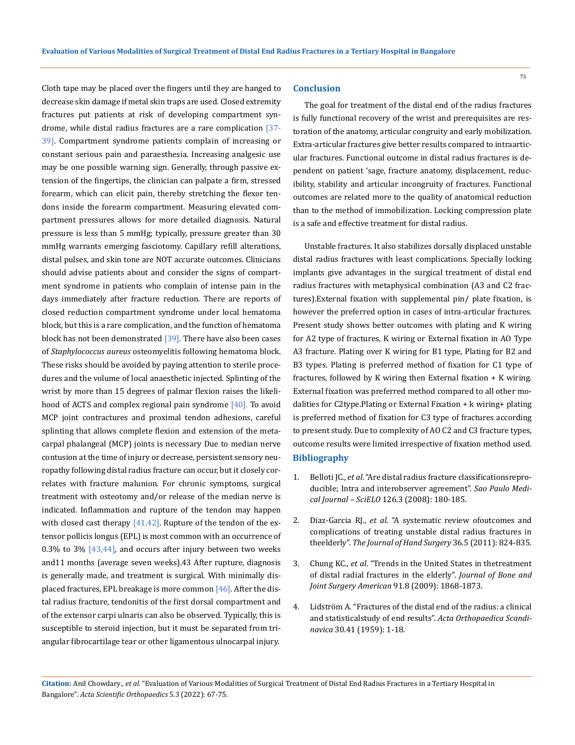Cloth tape may be placed over the fingers until they are hanged to decrease skin damage if metal skin traps are used. Closed extremity fractures put patients at risk of developing compartment syndrome, while distal radius fractures are a rare complication [37-39]. Compartment syndrome patients complain of increasing or constant serious pain and paraesthesia. Increasing analgesic use may be one possible warning sign. Generally, through passive extension of the fingertips, the clinician can palpate a firm, stressed forearm, which can elicit pain, thereby stretching the flexor tendons inside the forearm compartment. Measuring elevated compartment pressures allows for more detailed diagnosis. Natural pressure is less than 5 mmHg; typically, pressure greater than 30 mmHg warrants emerging fasciotomy. Capillary refill alterations, distal pulses, and skin tone are NOT accurate outcomes. Clinicians should advise patients about and consider the signs of compartment syndrome in patients who complain of intense pain in the days immediately after fracture reduction. There are reports of closed reduction compartment syndrome under local hematoma block, but this is a rare complication, and the function of hematoma block has not been demonstrated [39]. There have also been cases of *Staphylococcus aureus* osteomyelitis following hematoma block. These risks should be avoided by paying attention to sterile procedures and the volume of local anaesthetic injected. Splinting of the wrist by more than 15 degrees of palmar flexion raises the likelihood of ACTS and complex regional pain syndrome [40]. To avoid MCP joint contractures and proximal tendon adhesions, careful splinting that allows complete flexion and extension of the metacarpal phalangeal (MCP) joints is necessary Due to median nerve contusion at the time of injury or decrease, persistent sensory neuropathy following distal radius fracture can occur, but it closely correlates with fracture malunion. For chronic symptoms, surgical treatment with osteotomy and/or release of the median nerve is indicated. Inflammation and rupture of the tendon may happen with closed cast therapy [41,42]. Rupture of the tendon of the extensor pollicis longus (EPL) is most common with an occurrence of 0.3% to 3% [43,44], and occurs after injury between two weeks and11 months (average seven weeks).43 After rupture, diagnosis is generally made, and treatment is surgical. With minimally displaced fractures, EPL breakage is more common [46]. After the distal radius fracture, tendonitis of the first dorsal compartment and of the extensor carpi ulnaris can also be observed. Typically, this is susceptible to steroid injection, but it must be separated from triangular fibrocartilage tear or other ligamentous ulnocarpal injury.

## Conclusion

The goal for treatment of the distal end of the radius fractures is fully functional recovery of the wrist and prerequisites are restoration of the anatomy, articular congruity and early mobilization. Extra-articular fractures give better results compared to intraarticular fractures. Functional outcome in distal radius fractures is dependent on patient 'sage, fracture anatomy, displacement, reducibility, stability and articular incongruity of fractures. Functional outcomes are related more to the quality of anatomical reduction than to the method of immobilization. Locking compression plate is a safe and effective treatment for distal radius.

Unstable fractures. It also stabilizes dorsally displaced unstable distal radius fractures with least complications. Specially locking implants give advantages in the surgical treatment of distal end radius fractures with metaphysical combination (A3 and C2 fractures).External fixation with supplemental pin/ plate fixation, is however the preferred option in cases of intra-articular fractures. Present study shows better outcomes with plating and K wiring for A2 type of fractures, K wiring or External fixation in AO Type A3 fracture. Plating over K wiring for B1 type, Plating for B2 and B3 types. Plating is preferred method of fixation for C1 type of fractures, followed by K wiring then External fixation + K wiring. External fixation was preferred method compared to all other modalities for C2type.Plating or External Fixation + k wiring+ plating is preferred method of fixation for C3 type of fractures according to present study. Due to complexity of AO C2 and C3 fracture types, outcome results were limited irrespective of fixation method used.

## Bibliography

1. Belloti JC., *et al*. "Are distal radius fracture classificationsreproducible; Intra and interobserver agreement". *Sao Paulo Medical Journal – SciELO* 126.3 (2008): 180-185.
2. Diaz-Garcia RJ., *et al*. "A systematic review ofoutcomes and complications of treating unstable distal radius fractures in theelderly". *The Journal of Hand Surgery* 36.5 (2011): 824-835.
3. Chung KC., *et al*. "Trends in the United States in thetreatment of distal radial fractures in the elderly". *Journal of Bone and Joint Surgery American* 91.8 (2009): 1868-1873.
4. Lidström A. "Fractures of the distal end of the radius: a clinical and statisticalstudy of end results". *Acta Orthopaedica Scandinavica* 30.41 (1959): 1-18.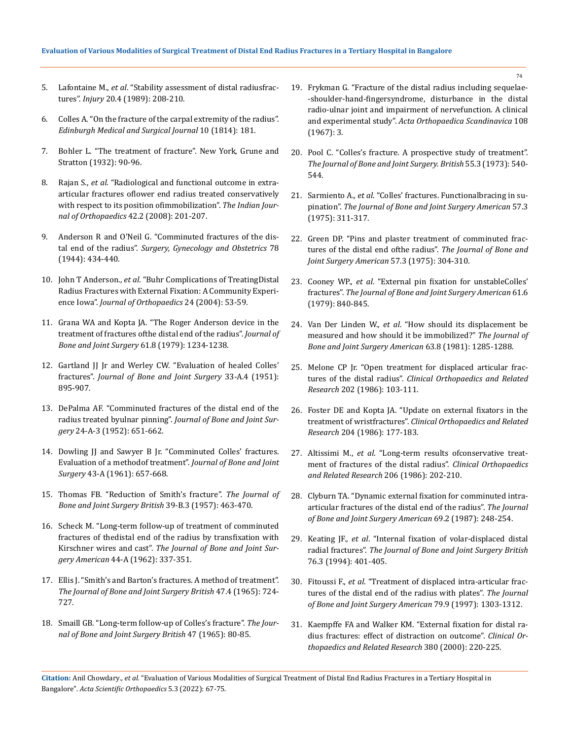5. Lafontaine M., *et al*. "Stability assessment of distal radiusfractures". *Injury* 20.4 (1989): 208-210.

6. Colles A. "On the fracture of the carpal extremity of the radius". *Edinburgh Medical and Surgical Journal* 10 (1814): 181.

7. Bohler L. "The treatment of fracture". New York, Grune and Stratton (1932): 90-96.

8. Rajan S., *et al*. "Radiological and functional outcome in extra-articular fractures oflower end radius treated conservatively with respect to its position ofimmobilization". *The Indian Journal of Orthopaedics* 42.2 (2008): 201-207.

9. Anderson R and O'Neil G. "Comminuted fractures of the distal end of the radius". *Surgery, Gynecology and Obstetrics* 78 (1944): 434-440.

10. John T Anderson., *et al*. "Buhr Complications of TreatingDistal Radius Fractures with External Fixation: A Community Experience Iowa". *Journal of Orthopaedics* 24 (2004): 53-59.

11. Grana WA and Kopta JA. "The Roger Anderson device in the treatment of fractures ofthe distal end of the radius". *Journal of Bone and Joint Surgery* 61.8 (1979): 1234-1238.

12. Gartland JJ Jr and Werley CW. "Evaluation of healed Colles' fractures". *Journal of Bone and Joint Surgery* 33-A.4 (1951): 895-907.

13. DePalma AF. "Comminuted fractures of the distal end of the radius treated byulnar pinning". *Journal of Bone and Joint Surgery* 24-A-3 (1952): 651-662.

14. Dowling JJ and Sawyer B Jr. "Comminuted Colles' fractures. Evaluation of a methodof treatment". *Journal of Bone and Joint Surgery* 43-A (1961): 657-668.

15. Thomas FB. "Reduction of Smith's fracture". *The Journal of Bone and Joint Surgery British* 39-B.3 (1957): 463-470.

16. Scheck M. "Long-term follow-up of treatment of comminuted fractures of thedistal end of the radius by transfixation with Kirschner wires and cast". *The Journal of Bone and Joint Surgery American* 44-A (1962): 337-351.

17. Ellis J. "Smith's and Barton's fractures. A method of treatment". *The Journal of Bone and Joint Surgery British* 47.4 (1965): 724-727.

18. Smaill GB. "Long-term follow-up of Colles's fracture". *The Journal of Bone and Joint Surgery British* 47 (1965): 80-85.

19. Frykman G. "Fracture of the distal radius including sequelae--shoulder-hand-fingersyndrome, disturbance in the distal radio-ulnar joint and impairment of nervefunction. A clinical and experimental study". *Acta Orthopaedica Scandinavica* 108 (1967): 3.

20. Pool C. "Colles's fracture. A prospective study of treatment". *The Journal of Bone and Joint Surgery. British* 55.3 (1973): 540-544.

21. Sarmiento A., *et al*. "Colles' fractures. Functionalbracing in supination". *The Journal of Bone and Joint Surgery American* 57.3 (1975): 311-317.

22. Green DP. "Pins and plaster treatment of comminuted fractures of the distal end ofthe radius". *The Journal of Bone and Joint Surgery American* 57.3 (1975): 304-310.

23. Cooney WP., *et al*. "External pin fixation for unstableColles' fractures". *The Journal of Bone and Joint Surgery American* 61.6 (1979): 840-845.

24. Van Der Linden W., *et al*. "How should its displacement be measured and how should it be immobilized?" *The Journal of Bone and Joint Surgery American* 63.8 (1981): 1285-1288.

25. Melone CP Jr. "Open treatment for displaced articular fractures of the distal radius". *Clinical Orthopaedics and Related Research* 202 (1986): 103-111.

26. Foster DE and Kopta JA. "Update on external fixators in the treatment of wristfractures". *Clinical Orthopaedics and Related Research* 204 (1986): 177-183.

27. Altissimi M., *et al*. "Long-term results ofconservative treatment of fractures of the distal radius". *Clinical Orthopaedics and Related Research* 206 (1986): 202-210.

28. Clyburn TA. "Dynamic external fixation for comminuted intra-articular fractures of the distal end of the radius". *The Journal of Bone and Joint Surgery American* 69.2 (1987): 248-254.

29. Keating JF., *et al*. "Internal fixation of volar-displaced distal radial fractures". *The Journal of Bone and Joint Surgery British* 76.3 (1994): 401-405.

30. Fitoussi F., *et al*. "Treatment of displaced intra-articular fractures of the distal end of the radius with plates". *The Journal of Bone and Joint Surgery American* 79.9 (1997): 1303-1312.

31. Kaempffe FA and Walker KM. "External fixation for distal radius fractures: effect of distraction on outcome". *Clinical Orthopaedics and Related Research* 380 (2000): 220-225.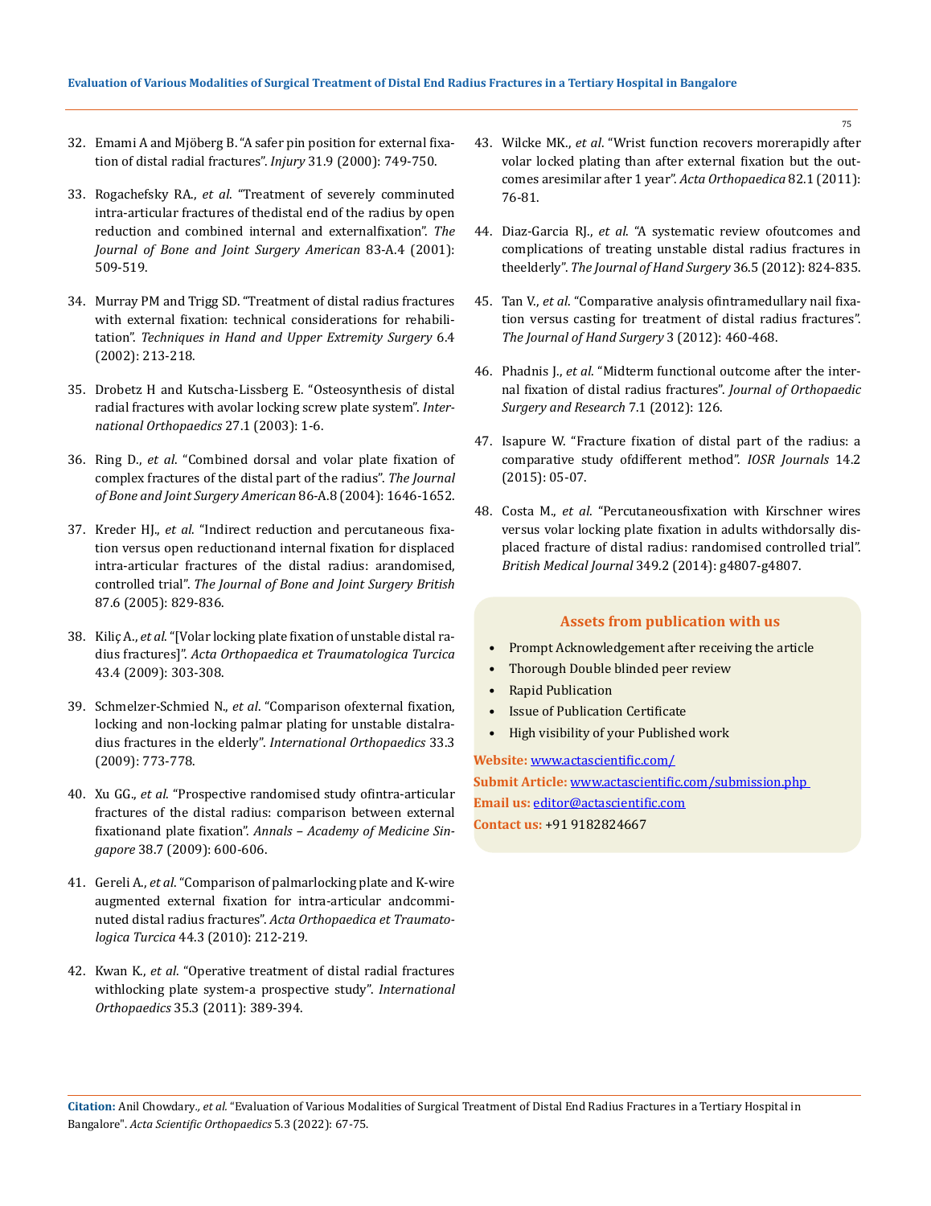32. Emami A and Mjöberg B. "A safer pin position for external fixation of distal radial fractures". *Injury* 31.9 (2000): 749-750.

33. Rogachefsky RA., *et al*. "Treatment of severely comminuted intra-articular fractures of thedistal end of the radius by open reduction and combined internal and externalfixation". *The Journal of Bone and Joint Surgery American* 83-A.4 (2001): 509-519.

34. Murray PM and Trigg SD. "Treatment of distal radius fractures with external fixation: technical considerations for rehabilitation". *Techniques in Hand and Upper Extremity Surgery* 6.4 (2002): 213-218.

35. Drobetz H and Kutscha-Lissberg E. "Osteosynthesis of distal radial fractures with avolar locking screw plate system". *International Orthopaedics* 27.1 (2003): 1-6.

36. Ring D., *et al*. "Combined dorsal and volar plate fixation of complex fractures of the distal part of the radius". *The Journal of Bone and Joint Surgery American* 86-A.8 (2004): 1646-1652.

37. Kreder HJ., *et al*. "Indirect reduction and percutaneous fixation versus open reductionand internal fixation for displaced intra-articular fractures of the distal radius: arandomised, controlled trial". *The Journal of Bone and Joint Surgery British* 87.6 (2005): 829-836.

38. Kiliç A., *et al*. "[Volar locking plate fixation of unstable distal radius fractures]". *Acta Orthopaedica et Traumatologica Turcica* 43.4 (2009): 303-308.

39. Schmelzer-Schmied N., *et al*. "Comparison ofexternal fixation, locking and non-locking palmar plating for unstable distalradius fractures in the elderly". *International Orthopaedics* 33.3 (2009): 773-778.

40. Xu GG., *et al*. "Prospective randomised study ofintra-articular fractures of the distal radius: comparison between external fixationand plate fixation". *Annals – Academy of Medicine Singapore* 38.7 (2009): 600-606.

41. Gereli A., *et al*. "Comparison of palmarlocking plate and K-wire augmented external fixation for intra-articular andcomminuted distal radius fractures". *Acta Orthopaedica et Traumatologica Turcica* 44.3 (2010): 212-219.

42. Kwan K., *et al*. "Operative treatment of distal radial fractures withlocking plate system-a prospective study". *International Orthopaedics* 35.3 (2011): 389-394.

43. Wilcke MK., *et al*. "Wrist function recovers morerapidly after volar locked plating than after external fixation but the outcomes aresimilar after 1 year". *Acta Orthopaedica* 82.1 (2011): 76-81.

44. Diaz-Garcia RJ., *et al*. "A systematic review ofoutcomes and complications of treating unstable distal radius fractures in theelderly". *The Journal of Hand Surgery* 36.5 (2012): 824-835.

45. Tan V., *et al*. "Comparative analysis ofintramedullary nail fixation versus casting for treatment of distal radius fractures". *The Journal of Hand Surgery* 3 (2012): 460-468.

46. Phadnis J., *et al*. "Midterm functional outcome after the internal fixation of distal radius fractures". *Journal of Orthopaedic Surgery and Research* 7.1 (2012): 126.

47. Isapure W. "Fracture fixation of distal part of the radius: a comparative study ofdifferent method". *IOSR Journals* 14.2 (2015): 05-07.

48. Costa M., *et al*. "Percutaneousfixation with Kirschner wires versus volar locking plate fixation in adults withdorsally displaced fracture of distal radius: randomised controlled trial". *British Medical Journal* 349.2 (2014): g4807-g4807.

### Assets from publication with us

- Prompt Acknowledgement after receiving the article
- Thorough Double blinded peer review
- Rapid Publication
- Issue of Publication Certificate
- High visibility of your Published work

**Website:** www.actascientific.com/

**Submit Article:** www.actascientific.com/submission.php

**Email us:** editor@actascientific.com

**Contact us:** +91 9182824667